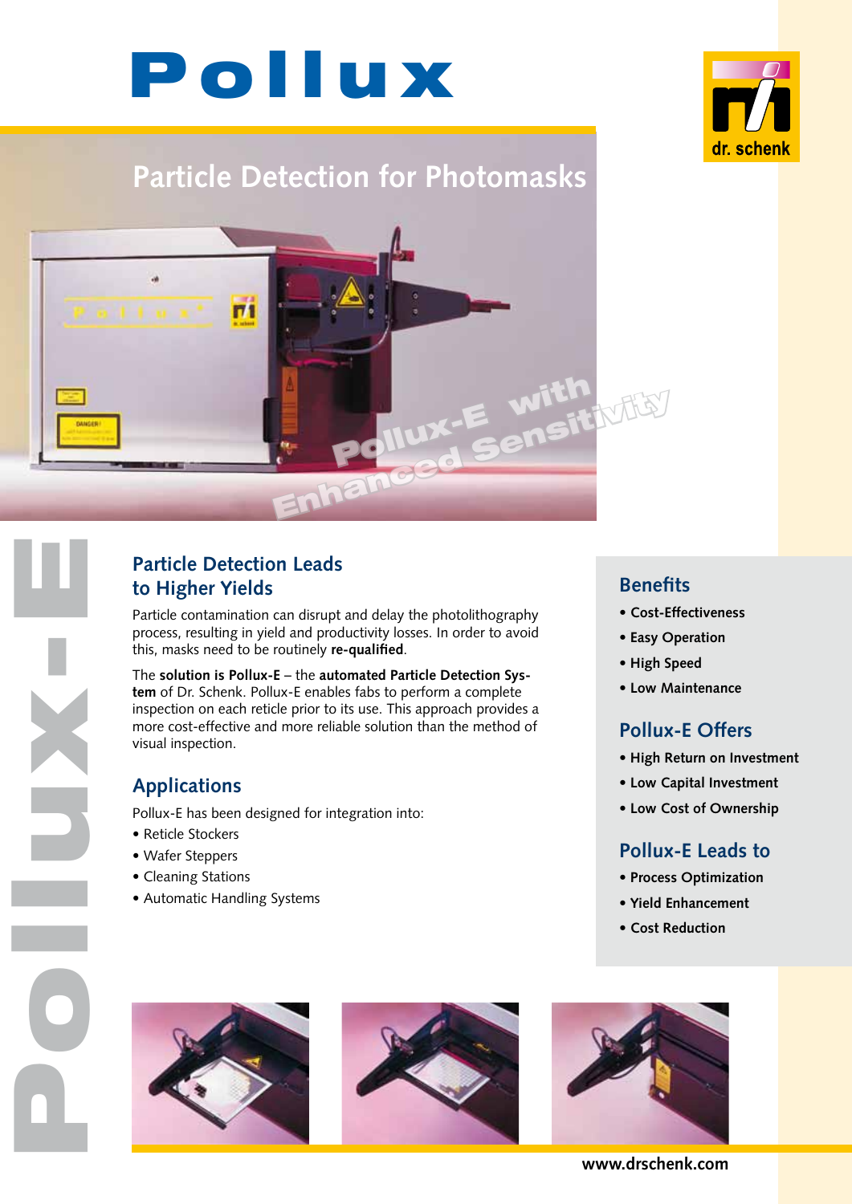# Pollux

## Particle Detection for Photomasks

Pollux-E with Enhanced Sensitivity

## Particle Detection Leads to Higher Yields

Particle contamination can disrupt and delay the photolithography process, resulting in yield and productivity losses. In order to avoid this, masks need to be routinely **re-qualified**.

The **solution is Pollux-E** – the **automated Particle Detection System** of Dr. Schenk. Pollux-E enables fabs to perform a complete inspection on each reticle prior to its use. This approach provides a more cost-effective and more reliable solution than the method of visual inspection.

## Applications

Pollux-E has been designed for integration into:

- Reticle Stockers
- Wafer Steppers
- Cleaning Stations
- Automatic Handling Systems

## Benefits

- **Cost-Effectiveness**
- **Easy Operation**
- **High Speed**
- **Low Maintenance**

## Pollux-E Offers

- **High Return on Investment**
- **Low Capital Investment**
- **Low Cost of Ownership**

## Pollux-E Leads to

- **Process Optimization**
- **Yield Enhancement**
- **Cost Reduction**

**www.drschenk.com**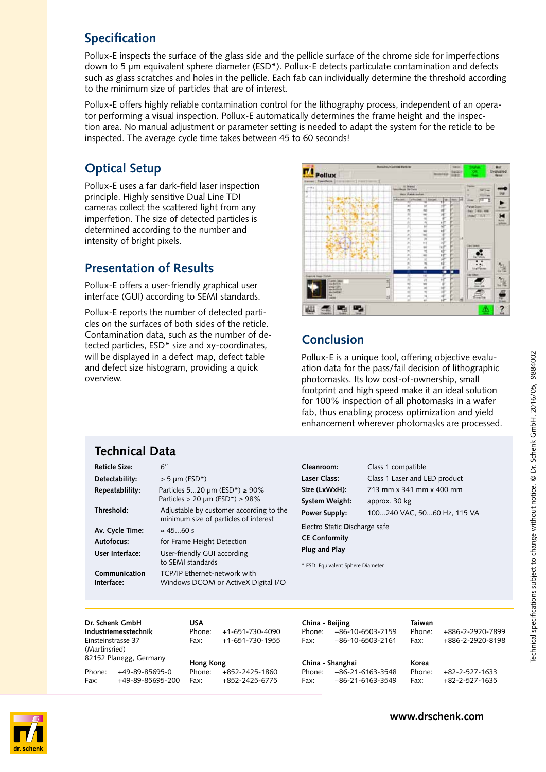## Specification

Pollux-E inspects the surface of the glass side and the pellicle surface of the chrome side for imperfections down to 5 µm equivalent sphere diameter (ESD*). Pollux-E detects particulate contamination and defects such as glass scratches and holes in the pellicle. Each fab can individually determine the threshold according to the minimum size of particles that are of interest.

Pollux-E offers highly reliable contamination control for the lithography process, independent of an operator performing a visual inspection. Pollux-E automatically determines the frame height and the inspection area. No manual adjustment or parameter setting is needed to adapt the system for the reticle to be inspected. The average cycle time takes between 45 to 60 seconds!

## Optical Setup

Pollux-E uses a far dark-field laser inspection principle. Highly sensitive Dual Line TDI cameras collect the scattered light from any imperfection. The size of detected particles is determined according to the number and intensity of bright pixels.

## Presentation of Results

Pollux-E offers a user-friendly graphical user interface (GUI) according to SEMI standards.

Pollux-E reports the number of detected particles on the surfaces of both sides of the reticle. Contamination data, such as the number of detected particles, ESD* size and xy-coordinates, will be displayed in a defect map, defect table and defect size histogram, providing a quick overview.

## Conclusion

Pollux-E is a unique tool, offering objective evaluation data for the pass/fail decision of lithographic photomasks. Its low cost-of-ownership, small footprint and high speed make it an ideal solution for 100% inspection of all photomasks in a wafer fab, thus enabling process optimization and yield enhancement wherever photomasks are processed.

## Technical Data

| | |
|---|---|
| **Reticle Size:** | 6″ |
| **Detectability:** | > 5 µm (ESD*) |
| **Repeatablility:** | Particles 5...20 µm (ESD*) ≥ 90%<br>Particles > 20 µm (ESD*) ≥ 98% |
| **Threshold:** | Adjustable by customer according to the minimum size of particles of interest |
| **Av. Cycle Time:** | ≈ 45...60 s |
| **Autofocus:** | for Frame Height Detection |
| **User Interface:** | User-friendly GUI according to SEMI standards |
| **Communication Interface:** | TCP/IP Ethernet-network with Windows DCOM or ActiveX Digital I/O |
| **Cleanroom:** | Class 1 compatible |
| **Laser Class:** | Class 1 Laser and LED product |
| **Size (LxWxH):** | 713 mm x 341 mm x 400 mm |
| **System Weight:** | approx. 30 kg |
| **Power Supply:** | 100...240 VAC, 50...60 Hz, 115 VA |

**E**lectro **S**tatic **D**ischarge safe

**CE Conformity**

**Plug and Play**

* ESD: Equivalent Sphere Diameter

**Dr. Schenk GmbH**
**Industriemesstechnik**
Einsteinstrasse 37
(Martinsried)
82152 Planegg, Germany

Phone: +49-89-85695-0
Fax: +49-89-85695-200

**USA**
Phone: +1-651-730-4090
Fax: +1-651-730-1955

**Hong Kong**
Phone: +852-2425-1860
Fax: +852-2425-6775

**China - Beijing**
Phone: +86-10-6503-2159
Fax: +86-10-6503-2161

**China - Shanghai**
Phone: +86-21-6163-3548
Fax: +86-21-6163-3549

**Taiwan**
Phone: +886-2-2920-7899
Fax: +886-2-2920-8198

**Korea**
Phone: +82-2-527-1633
Fax: +82-2-527-1635

Technical specifications subject to change without notice. © Dr. Schenk GmbH, 2016/05, 9884002

**www.drschenk.com**